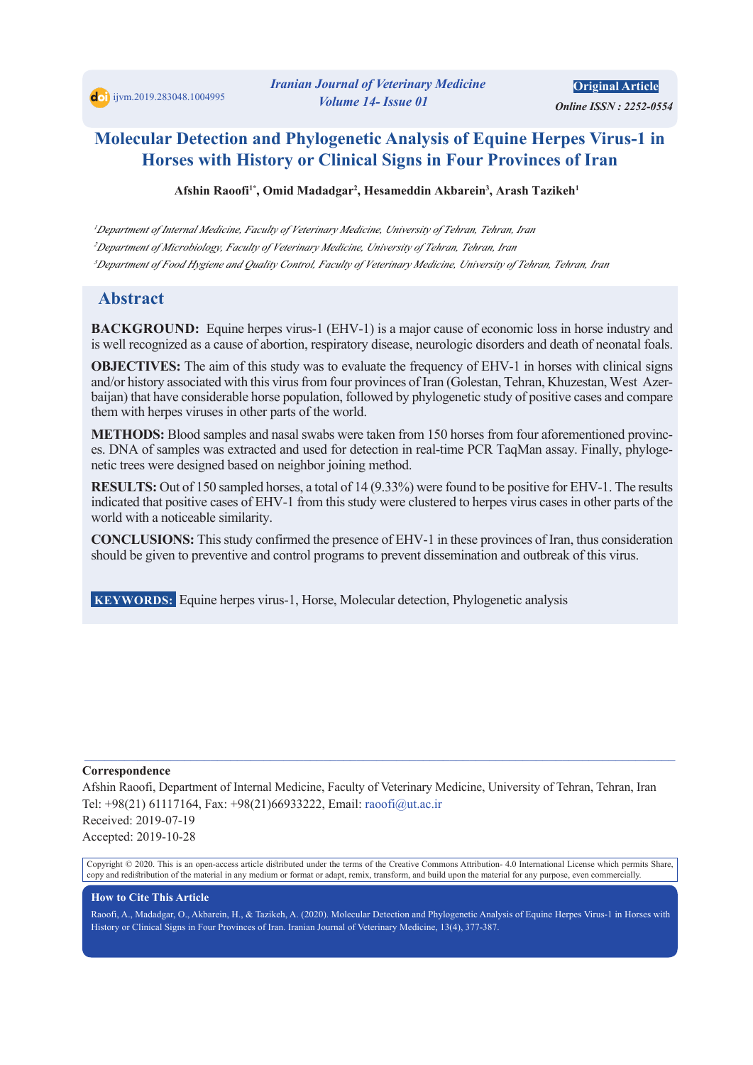Original Article

# Molecular Detection and Phylogenetic Analysis of Equine Herpes Virus-1 in Horses with History or Clinical Signs in Four Provinces of Iran

**Afshin Raoofi[1*], Omid Madadgar[2], Hesameddin Akbarein[3], Arash Tazikeh[1]**

*[1]Department of Internal Medicine, Faculty of Veterinary Medicine, University of Tehran, Tehran, Iran*

*[2]Department of Microbiology, Faculty of Veterinary Medicine, University of Tehran, Tehran, Iran*

*[3]Department of Food Hygiene and Quality Control, Faculty of Veterinary Medicine, University of Tehran, Tehran, Iran*

## Abstract

**BACKGROUND:** Equine herpes virus-1 (EHV-1) is a major cause of economic loss in horse industry and is well recognized as a cause of abortion, respiratory disease, neurologic disorders and death of neonatal foals.

**OBJECTIVES:** The aim of this study was to evaluate the frequency of EHV-1 in horses with clinical signs and/or history associated with this virus from four provinces of Iran (Golestan, Tehran, Khuzestan, West Azerbaijan) that have considerable horse population, followed by phylogenetic study of positive cases and compare them with herpes viruses in other parts of the world.

**METHODS:** Blood samples and nasal swabs were taken from 150 horses from four aforementioned provinces. DNA of samples was extracted and used for detection in real-time PCR TaqMan assay. Finally, phylogenetic trees were designed based on neighbor joining method.

**RESULTS:** Out of 150 sampled horses, a total of 14 (9.33%) were found to be positive for EHV-1. The results indicated that positive cases of EHV-1 from this study were clustered to herpes virus cases in other parts of the world with a noticeable similarity.

**CONCLUSIONS:** This study confirmed the presence of EHV-1 in these provinces of Iran, thus consideration should be given to preventive and control programs to prevent dissemination and outbreak of this virus.

**KEYWORDS:** Equine herpes virus-1, Horse, Molecular detection, Phylogenetic analysis

---

**Correspondence**

Afshin Raoofi, Department of Internal Medicine, Faculty of Veterinary Medicine, University of Tehran, Tehran, Iran

Tel: +98(21) 61117164, Fax: +98(21)66933222, Email: raoofi@ut.ac.ir

Received: 2019-07-19

Accepted: 2019-10-28

Copyright © 2020. This is an open-access article distributed under the terms of the Creative Commons Attribution- 4.0 International License which permits Share, copy and redistribution of the material in any medium or format or adapt, remix, transform, and build upon the material for any purpose, even commercially.

**How to Cite This Article**

Raoofi, A., Madadgar, O., Akbarein, H., & Tazikeh, A. (2020). Molecular Detection and Phylogenetic Analysis of Equine Herpes Virus-1 in Horses with History or Clinical Signs in Four Provinces of Iran. Iranian Journal of Veterinary Medicine, 13(4), 377-387.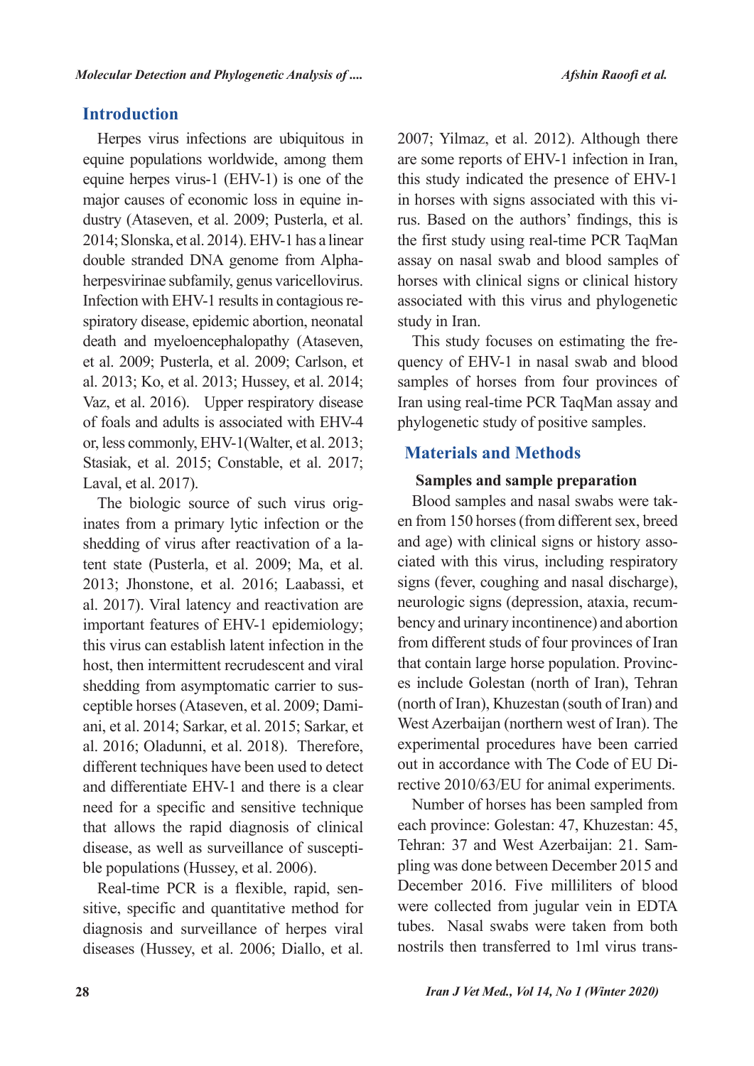## Introduction

Herpes virus infections are ubiquitous in equine populations worldwide, among them equine herpes virus-1 (EHV-1) is one of the major causes of economic loss in equine industry (Ataseven, et al. 2009; Pusterla, et al. 2014; Slonska, et al. 2014). EHV-1 has a linear double stranded DNA genome from Alphaherpesvirinae subfamily, genus varicellovirus. Infection with EHV-1 results in contagious respiratory disease, epidemic abortion, neonatal death and myeloencephalopathy (Ataseven, et al. 2009; Pusterla, et al. 2009; Carlson, et al. 2013; Ko, et al. 2013; Hussey, et al. 2014; Vaz, et al. 2016). Upper respiratory disease of foals and adults is associated with EHV-4 or, less commonly, EHV-1(Walter, et al. 2013; Stasiak, et al. 2015; Constable, et al. 2017; Laval, et al. 2017).

The biologic source of such virus originates from a primary lytic infection or the shedding of virus after reactivation of a latent state (Pusterla, et al. 2009; Ma, et al. 2013; Jhonstone, et al. 2016; Laabassi, et al. 2017). Viral latency and reactivation are important features of EHV-1 epidemiology; this virus can establish latent infection in the host, then intermittent recrudescent and viral shedding from asymptomatic carrier to susceptible horses (Ataseven, et al. 2009; Damiani, et al. 2014; Sarkar, et al. 2015; Sarkar, et al. 2016; Oladunni, et al. 2018). Therefore, different techniques have been used to detect and differentiate EHV-1 and there is a clear need for a specific and sensitive technique that allows the rapid diagnosis of clinical disease, as well as surveillance of susceptible populations (Hussey, et al. 2006).

Real-time PCR is a flexible, rapid, sensitive, specific and quantitative method for diagnosis and surveillance of herpes viral diseases (Hussey, et al. 2006; Diallo, et al. 2007; Yilmaz, et al. 2012). Although there are some reports of EHV-1 infection in Iran, this study indicated the presence of EHV-1 in horses with signs associated with this virus. Based on the authors' findings, this is the first study using real-time PCR TaqMan assay on nasal swab and blood samples of horses with clinical signs or clinical history associated with this virus and phylogenetic study in Iran.

This study focuses on estimating the frequency of EHV-1 in nasal swab and blood samples of horses from four provinces of Iran using real-time PCR TaqMan assay and phylogenetic study of positive samples.

## Materials and Methods

### Samples and sample preparation

Blood samples and nasal swabs were taken from 150 horses (from different sex, breed and age) with clinical signs or history associated with this virus, including respiratory signs (fever, coughing and nasal discharge), neurologic signs (depression, ataxia, recumbency and urinary incontinence) and abortion from different studs of four provinces of Iran that contain large horse population. Provinces include Golestan (north of Iran), Tehran (north of Iran), Khuzestan (south of Iran) and West Azerbaijan (northern west of Iran). The experimental procedures have been carried out in accordance with The Code of EU Directive 2010/63/EU for animal experiments.

Number of horses has been sampled from each province: Golestan: 47, Khuzestan: 45, Tehran: 37 and West Azerbaijan: 21. Sampling was done between December 2015 and December 2016. Five milliliters of blood were collected from jugular vein in EDTA tubes. Nasal swabs were taken from both nostrils then transferred to 1ml virus trans-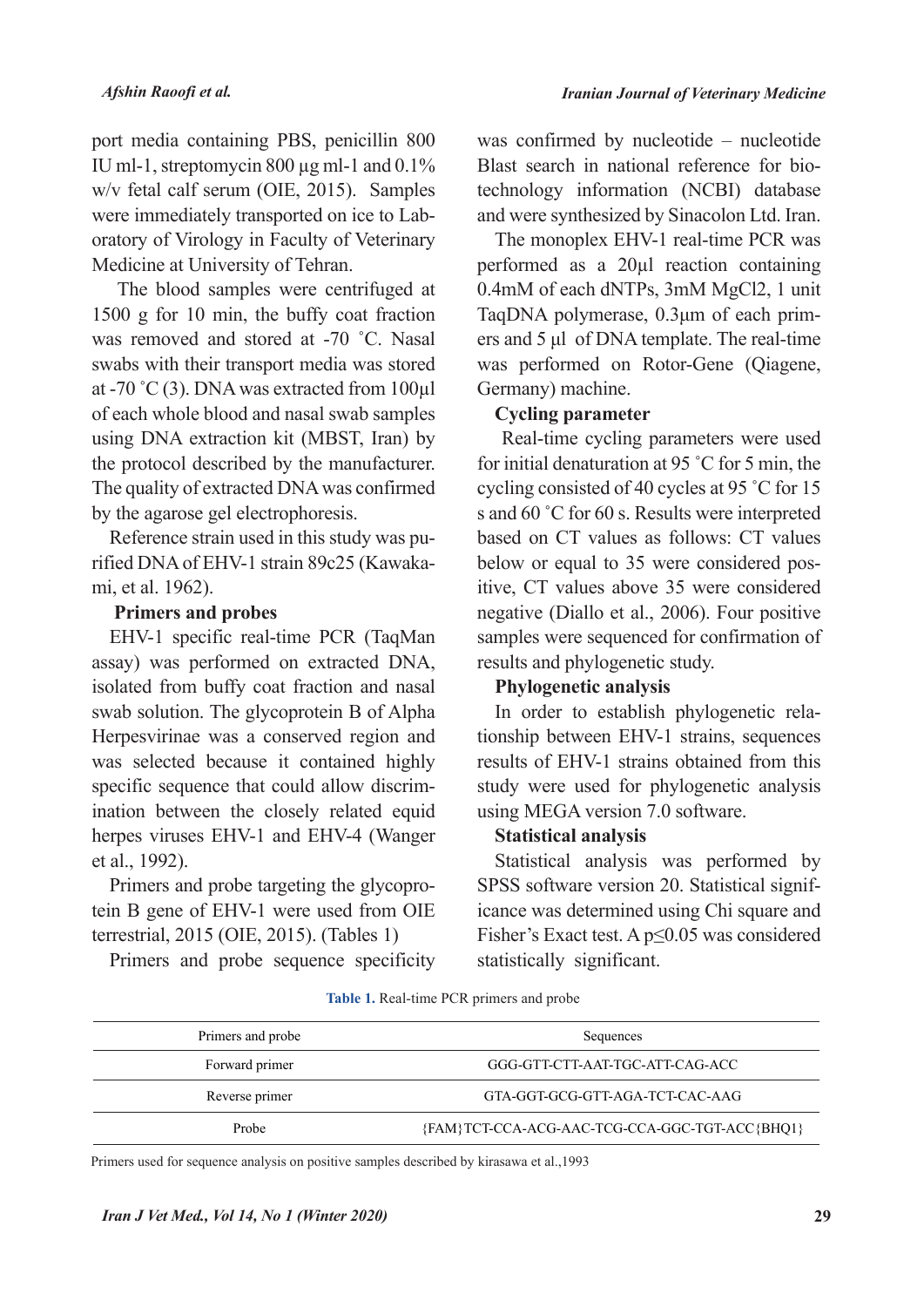port media containing PBS, penicillin 800 IU ml-1, streptomycin 800 µg ml-1 and 0.1% w/v fetal calf serum (OIE, 2015). Samples were immediately transported on ice to Laboratory of Virology in Faculty of Veterinary Medicine at University of Tehran.

The blood samples were centrifuged at 1500 g for 10 min, the buffy coat fraction was removed and stored at -70 ˚C. Nasal swabs with their transport media was stored at -70 ˚C (3). DNA was extracted from 100µl of each whole blood and nasal swab samples using DNA extraction kit (MBST, Iran) by the protocol described by the manufacturer. The quality of extracted DNA was confirmed by the agarose gel electrophoresis.

Reference strain used in this study was purified DNA of EHV-1 strain 89c25 (Kawakami, et al. 1962).

### Primers and probes

EHV-1 specific real-time PCR (TaqMan assay) was performed on extracted DNA, isolated from buffy coat fraction and nasal swab solution. The glycoprotein B of Alpha Herpesvirinae was a conserved region and was selected because it contained highly specific sequence that could allow discrimination between the closely related equid herpes viruses EHV-1 and EHV-4 (Wanger et al., 1992).

Primers and probe targeting the glycoprotein B gene of EHV-1 were used from OIE terrestrial, 2015 (OIE, 2015). (Tables 1)

Primers and probe sequence specificity was confirmed by nucleotide – nucleotide Blast search in national reference for biotechnology information (NCBI) database and were synthesized by Sinacolon Ltd. Iran.

The monoplex EHV-1 real-time PCR was performed as a 20µl reaction containing 0.4mM of each dNTPs, 3mM $MgCl_2$, 1 unit TaqDNA polymerase, 0.3µm of each primers and 5 µl of DNA template. The real-time was performed on Rotor-Gene (Qiagene, Germany) machine.

### Cycling parameter

Real-time cycling parameters were used for initial denaturation at 95 ˚C for 5 min, the cycling consisted of 40 cycles at 95 ˚C for 15 s and 60 ˚C for 60 s. Results were interpreted based on CT values as follows: CT values below or equal to 35 were considered positive, CT values above 35 were considered negative (Diallo et al., 2006). Four positive samples were sequenced for confirmation of results and phylogenetic study.

### Phylogenetic analysis

In order to establish phylogenetic relationship between EHV-1 strains, sequences results of EHV-1 strains obtained from this study were used for phylogenetic analysis using MEGA version 7.0 software.

### Statistical analysis

Statistical analysis was performed by SPSS software version 20. Statistical significance was determined using Chi square and Fisher's Exact test. A $p \leq 0.05$ was considered statistically significant.

**Table 1.** Real-time PCR primers and probe

| Primers and probe | Sequences |
|---|---|
| Forward primer | GGG-GTT-CTT-AAT-TGC-ATT-CAG-ACC |
| Reverse primer | GTA-GGT-GCG-GTT-AGA-TCT-CAC-AAG |
| Probe | {FAM}TCT-CCA-ACG-AAC-TCG-CCA-GGC-TGT-ACC{BHQ1} |

Primers used for sequence analysis on positive samples described by kirasawa et al.,1993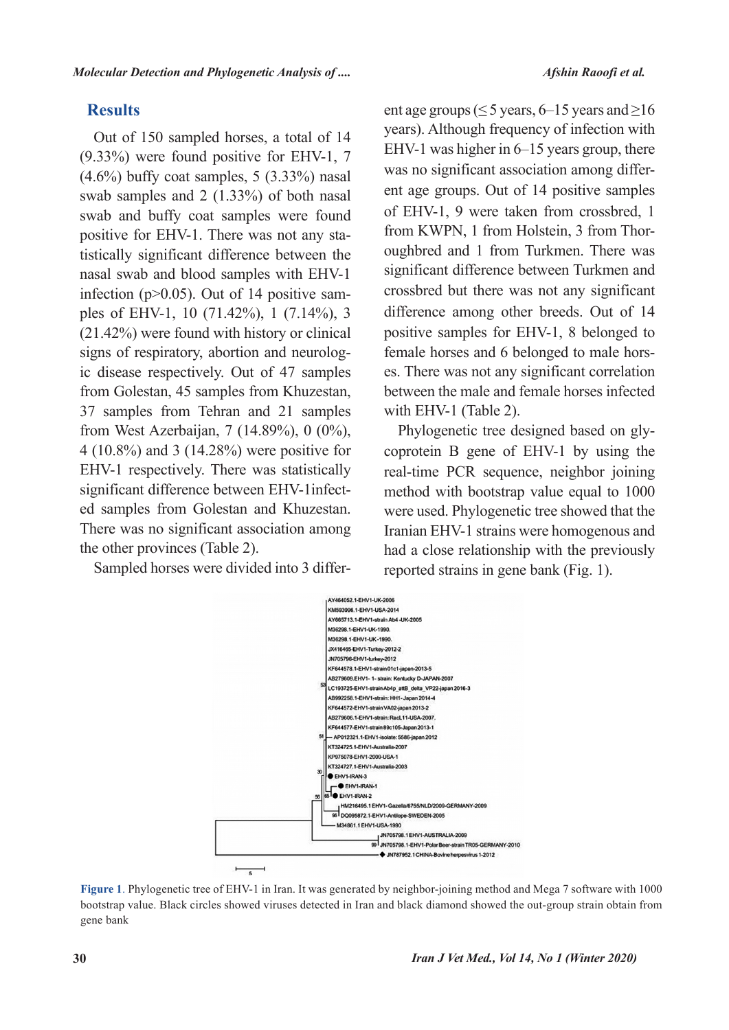## Results

Out of 150 sampled horses, a total of 14 (9.33%) were found positive for EHV-1, 7 (4.6%) buffy coat samples, 5 (3.33%) nasal swab samples and 2 (1.33%) of both nasal swab and buffy coat samples were found positive for EHV-1. There was not any statistically significant difference between the nasal swab and blood samples with EHV-1 infection (p>0.05). Out of 14 positive samples of EHV-1, 10 (71.42%), 1 (7.14%), 3 (21.42%) were found with history or clinical signs of respiratory, abortion and neurologic disease respectively. Out of 47 samples from Golestan, 45 samples from Khuzestan, 37 samples from Tehran and 21 samples from West Azerbaijan, 7 (14.89%), 0 (0%), 4 (10.8%) and 3 (14.28%) were positive for EHV-1 respectively. There was statistically significant difference between EHV-1infected samples from Golestan and Khuzestan. There was no significant association among the other provinces (Table 2).

Sampled horses were divided into 3 different age groups (≤5 years, 6–15 years and ≥16 years). Although frequency of infection with EHV-1 was higher in 6–15 years group, there was no significant association among different age groups. Out of 14 positive samples of EHV-1, 9 were taken from crossbred, 1 from KWPN, 1 from Holstein, 3 from Thoroughbred and 1 from Turkmen. There was significant difference between Turkmen and crossbred but there was not any significant difference among other breeds. Out of 14 positive samples for EHV-1, 8 belonged to female horses and 6 belonged to male horses. There was not any significant correlation between the male and female horses infected with EHV-1 (Table 2).

Phylogenetic tree designed based on glycoprotein B gene of EHV-1 by using the real-time PCR sequence, neighbor joining method with bootstrap value equal to 1000 were used. Phylogenetic tree showed that the Iranian EHV-1 strains were homogenous and had a close relationship with the previously reported strains in gene bank (Fig. 1).

**Figure 1**. Phylogenetic tree of EHV-1 in Iran. It was generated by neighbor-joining method and Mega 7 software with 1000 bootstrap value. Black circles showed viruses detected in Iran and black diamond showed the out-group strain obtain from gene bank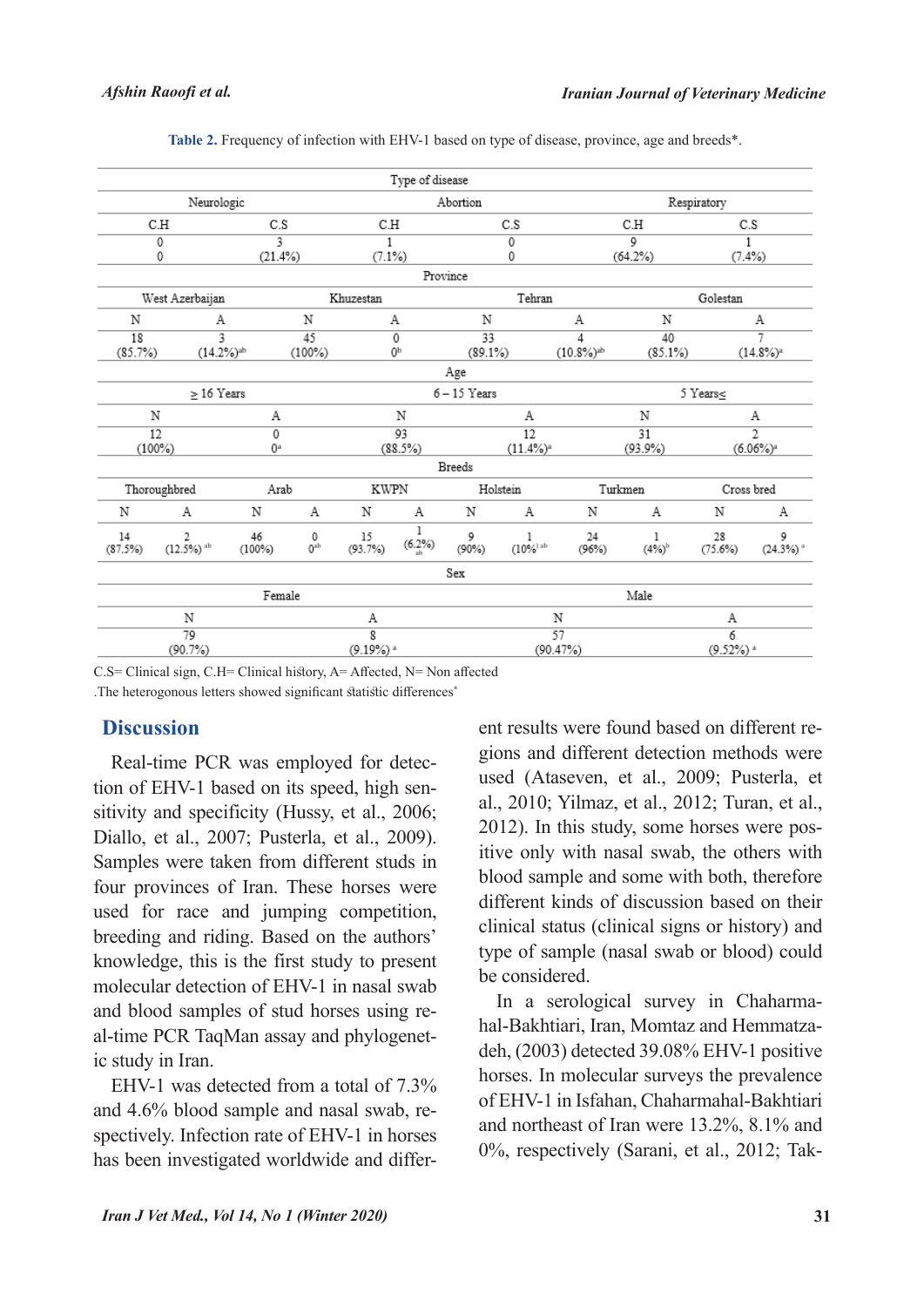**Table 2.** Frequency of infection with EHV-1 based on type of disease, province, age and breeds*.

| Type of disease | | | | | |
|---|---|---|---|---|---|
| Neurologic | | Abortion | | Respiratory | |
| C.H | C.S | C.H | C.S | C.H | C.S |
| 0<br>0 | 3<br>(21.4%) | 1<br>(7.1%) | 0<br>0 | 9<br>(64.2%) | 1<br>(7.4%) |

| Province | | | | | | | |
|---|---|---|---|---|---|---|---|
| West Azerbaijan | | Khuzestan | | Tehran | | Golestan | |
| N | A | N | A | N | A | N | A |
| 18<br>(85.7%) | 3<br>(14.2%)[ab] | 45<br>(100%) | 0<br>0[b] | 33<br>(89.1%) | 4<br>(10.8%)[ab] | 40<br>(85.1%) | 7<br>(14.8%)[a] |

| Age | | | | | |
|---|---|---|---|---|---|
| ≥ 16 Years | | 6 – 15 Years | | 5 Years≤ | |
| N | A | N | A | N | A |
| 12<br>(100%) | 0<br>0[a] | 93<br>(88.5%) | 12<br>(11.4%)[a] | 31<br>(93.9%) | 2<br>(6.06%)[a] |

| Breeds | | | | | | | | | | | |
|---|---|---|---|---|---|---|---|---|---|---|---|
| Thoroughbred | | Arab | | KWPN | | Holstein | | Turkmen | | Cross bred | |
| N | A | N | A | N | A | N | A | N | A | N | A |
| 14<br>(87.5%) | 2<br>(12.5%)[ab] | 46<br>(100%) | 0<br>0[ab] | 15<br>(93.7%) | 1<br>(6.2%)[ab] | 9<br>(90%) | 1<br>(10%)[ab] | 24<br>(96%) | 1<br>(4%)[b] | 28<br>(75.6%) | 9<br>(24.3%)[a] |

| Sex | | | |
|---|---|---|---|
| Female | | Male | |
| N | A | N | A |
| 79<br>(90.7%) | 8<br>(9.19%)[a] | 57<br>(90.47%) | 6<br>(9.52%)[a] |

C.S= Clinical sign, C.H= Clinical history, A= Affected, N= Non affected

.The heterogonous letters showed significant statistic differences*

## Discussion

Real-time PCR was employed for detection of EHV-1 based on its speed, high sensitivity and specificity (Hussy, et al., 2006; Diallo, et al., 2007; Pusterla, et al., 2009). Samples were taken from different studs in four provinces of Iran. These horses were used for race and jumping competition, breeding and riding. Based on the authors' knowledge, this is the first study to present molecular detection of EHV-1 in nasal swab and blood samples of stud horses using real-time PCR TaqMan assay and phylogenetic study in Iran.

EHV-1 was detected from a total of 7.3% and 4.6% blood sample and nasal swab, respectively. Infection rate of EHV-1 in horses has been investigated worldwide and different results were found based on different regions and different detection methods were used (Ataseven, et al., 2009; Pusterla, et al., 2010; Yilmaz, et al., 2012; Turan, et al., 2012). In this study, some horses were positive only with nasal swab, the others with blood sample and some with both, therefore different kinds of discussion based on their clinical status (clinical signs or history) and type of sample (nasal swab or blood) could be considered.

In a serological survey in Chaharmahal-Bakhtiari, Iran, Momtaz and Hemmatzadeh, (2003) detected 39.08% EHV-1 positive horses. In molecular surveys the prevalence of EHV-1 in Isfahan, Chaharmahal-Bakhtiari and northeast of Iran were 13.2%, 8.1% and 0%, respectively (Sarani, et al., 2012; Tak-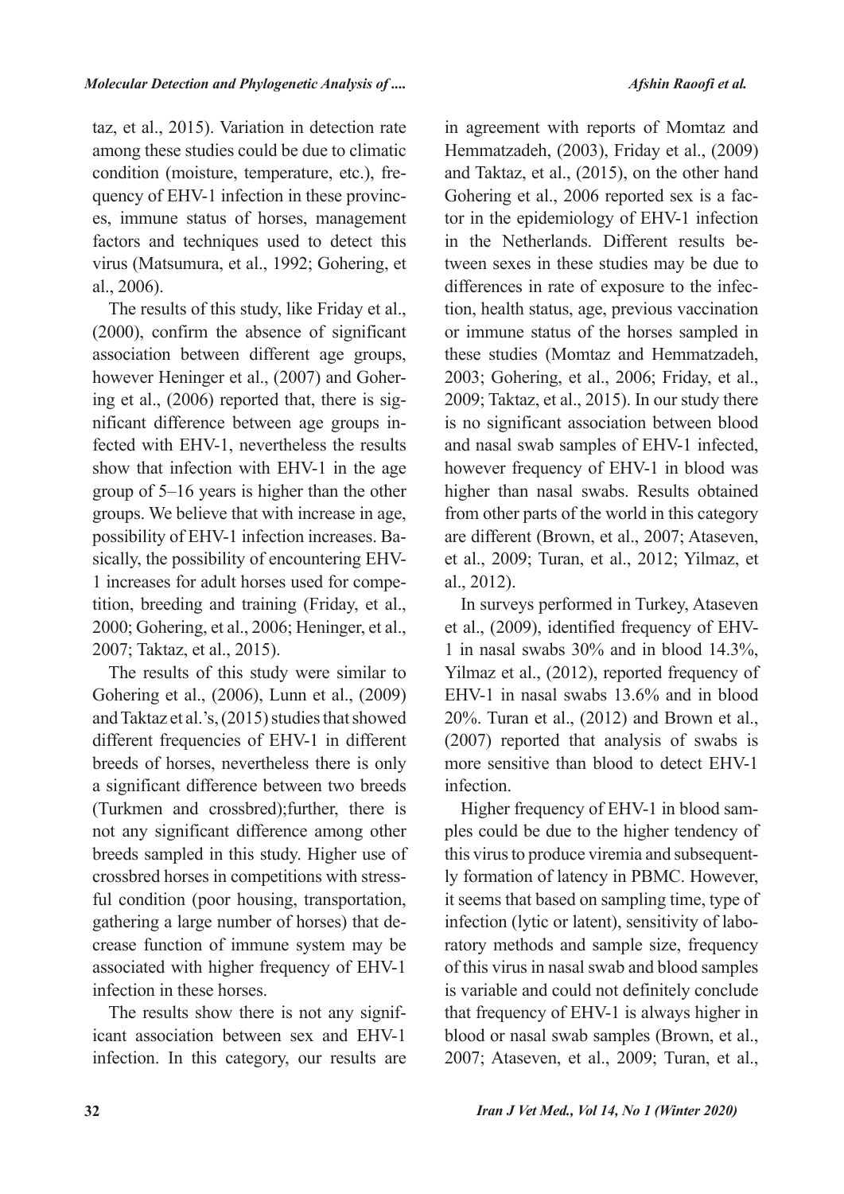taz, et al., 2015). Variation in detection rate among these studies could be due to climatic condition (moisture, temperature, etc.), frequency of EHV-1 infection in these provinces, immune status of horses, management factors and techniques used to detect this virus (Matsumura, et al., 1992; Gohering, et al., 2006).

The results of this study, like Friday et al., (2000), confirm the absence of significant association between different age groups, however Heninger et al., (2007) and Gohering et al., (2006) reported that, there is significant difference between age groups infected with EHV-1, nevertheless the results show that infection with EHV-1 in the age group of 5–16 years is higher than the other groups. We believe that with increase in age, possibility of EHV-1 infection increases. Basically, the possibility of encountering EHV-1 increases for adult horses used for competition, breeding and training (Friday, et al., 2000; Gohering, et al., 2006; Heninger, et al., 2007; Taktaz, et al., 2015).

The results of this study were similar to Gohering et al., (2006), Lunn et al., (2009) and Taktaz et al.'s, (2015) studies that showed different frequencies of EHV-1 in different breeds of horses, nevertheless there is only a significant difference between two breeds (Turkmen and crossbred);further, there is not any significant difference among other breeds sampled in this study. Higher use of crossbred horses in competitions with stressful condition (poor housing, transportation, gathering a large number of horses) that decrease function of immune system may be associated with higher frequency of EHV-1 infection in these horses.

The results show there is not any significant association between sex and EHV-1 infection. In this category, our results are in agreement with reports of Momtaz and Hemmatzadeh, (2003), Friday et al., (2009) and Taktaz, et al., (2015), on the other hand Gohering et al., 2006 reported sex is a factor in the epidemiology of EHV-1 infection in the Netherlands. Different results between sexes in these studies may be due to differences in rate of exposure to the infection, health status, age, previous vaccination or immune status of the horses sampled in these studies (Momtaz and Hemmatzadeh, 2003; Gohering, et al., 2006; Friday, et al., 2009; Taktaz, et al., 2015). In our study there is no significant association between blood and nasal swab samples of EHV-1 infected, however frequency of EHV-1 in blood was higher than nasal swabs. Results obtained from other parts of the world in this category are different (Brown, et al., 2007; Ataseven, et al., 2009; Turan, et al., 2012; Yilmaz, et al., 2012).

In surveys performed in Turkey, Ataseven et al., (2009), identified frequency of EHV-1 in nasal swabs 30% and in blood 14.3%, Yilmaz et al., (2012), reported frequency of EHV-1 in nasal swabs 13.6% and in blood 20%. Turan et al., (2012) and Brown et al., (2007) reported that analysis of swabs is more sensitive than blood to detect EHV-1 infection.

Higher frequency of EHV-1 in blood samples could be due to the higher tendency of this virus to produce viremia and subsequently formation of latency in PBMC. However, it seems that based on sampling time, type of infection (lytic or latent), sensitivity of laboratory methods and sample size, frequency of this virus in nasal swab and blood samples is variable and could not definitely conclude that frequency of EHV-1 is always higher in blood or nasal swab samples (Brown, et al., 2007; Ataseven, et al., 2009; Turan, et al.,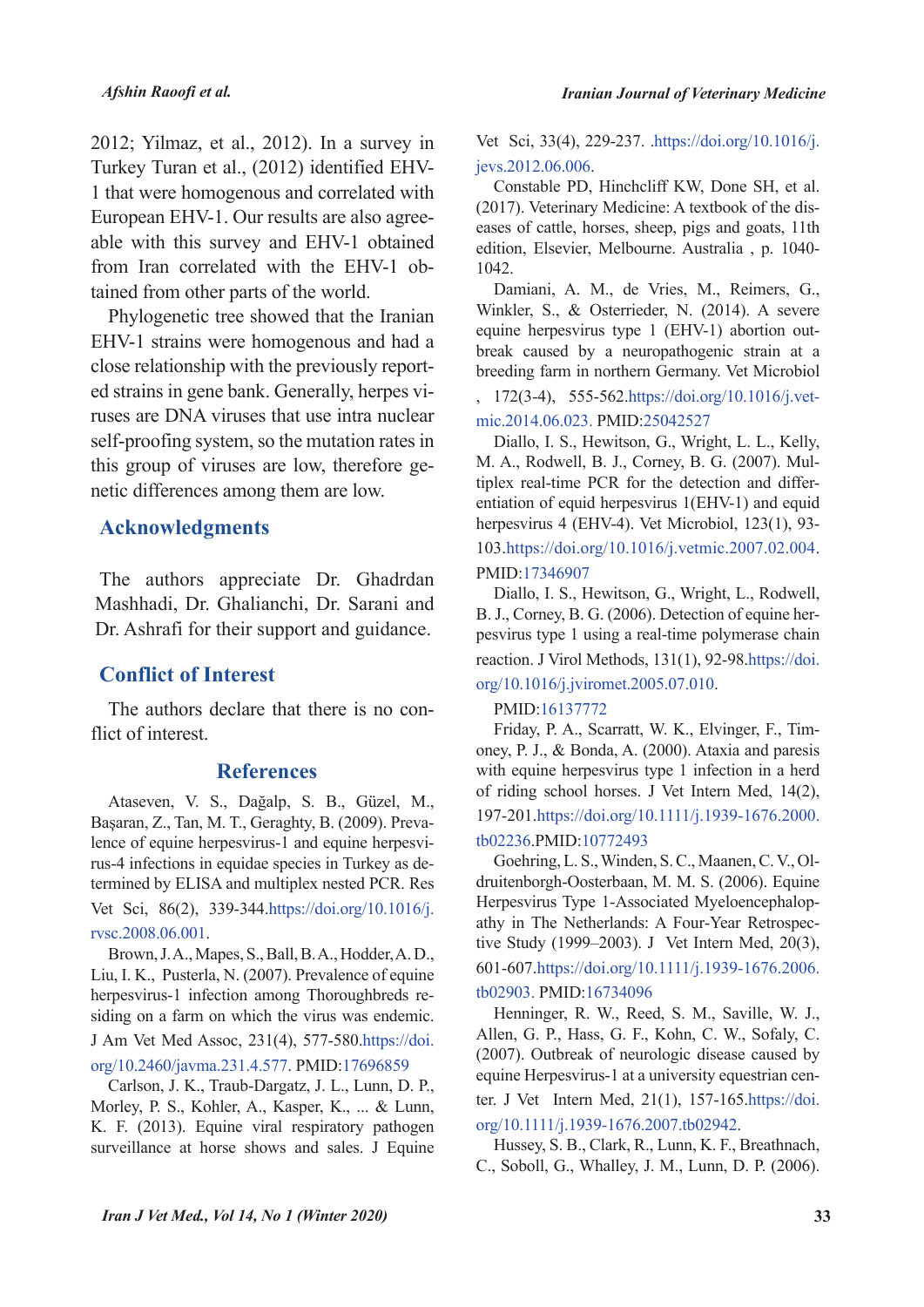2012; Yilmaz, et al., 2012). In a survey in Turkey Turan et al., (2012) identified EHV-1 that were homogenous and correlated with European EHV-1. Our results are also agreeable with this survey and EHV-1 obtained from Iran correlated with the EHV-1 obtained from other parts of the world.

Phylogenetic tree showed that the Iranian EHV-1 strains were homogenous and had a close relationship with the previously reported strains in gene bank. Generally, herpes viruses are DNA viruses that use intra nuclear self-proofing system, so the mutation rates in this group of viruses are low, therefore genetic differences among them are low.

## Acknowledgments

The authors appreciate Dr. Ghadrdan Mashhadi, Dr. Ghalianchi, Dr. Sarani and Dr. Ashrafi for their support and guidance.

## Conflict of Interest

The authors declare that there is no conflict of interest.

## References

Ataseven, V. S., Dağalp, S. B., Güzel, M., Başaran, Z., Tan, M. T., Geraghty, B. (2009). Prevalence of equine herpesvirus-1 and equine herpesvirus-4 infections in equidae species in Turkey as determined by ELISA and multiplex nested PCR. Res Vet Sci, 86(2), 339-344.https://doi.org/10.1016/j.rvsc.2008.06.001.

Brown, J. A., Mapes, S., Ball, B. A., Hodder, A. D., Liu, I. K., Pusterla, N. (2007). Prevalence of equine herpesvirus-1 infection among Thoroughbreds residing on a farm on which the virus was endemic. J Am Vet Med Assoc, 231(4), 577-580.https://doi.org/10.2460/javma.231.4.577. PMID:17696859

Carlson, J. K., Traub-Dargatz, J. L., Lunn, D. P., Morley, P. S., Kohler, A., Kasper, K., ... & Lunn, K. F. (2013). Equine viral respiratory pathogen surveillance at horse shows and sales. J Equine Vet Sci, 33(4), 229-237. .https://doi.org/10.1016/j.jevs.2012.06.006.

Constable PD, Hinchcliff KW, Done SH, et al. (2017). Veterinary Medicine: A textbook of the diseases of cattle, horses, sheep, pigs and goats, 11th edition, Elsevier, Melbourne. Australia , p. 1040-1042.

Damiani, A. M., de Vries, M., Reimers, G., Winkler, S., & Osterrieder, N. (2014). A severe equine herpesvirus type 1 (EHV-1) abortion outbreak caused by a neuropathogenic strain at a breeding farm in northern Germany. Vet Microbiol , 172(3-4), 555-562.https://doi.org/10.1016/j.vetmic.2014.06.023. PMID:25042527

Diallo, I. S., Hewitson, G., Wright, L. L., Kelly, M. A., Rodwell, B. J., Corney, B. G. (2007). Multiplex real-time PCR for the detection and differentiation of equid herpesvirus 1(EHV-1) and equid herpesvirus 4 (EHV-4). Vet Microbiol, 123(1), 93-103.https://doi.org/10.1016/j.vetmic.2007.02.004. PMID:17346907

Diallo, I. S., Hewitson, G., Wright, L., Rodwell, B. J., Corney, B. G. (2006). Detection of equine herpesvirus type 1 using a real-time polymerase chain reaction. J Virol Methods, 131(1), 92-98.https://doi.org/10.1016/j.jviromet.2005.07.010. PMID:16137772

Friday, P. A., Scarratt, W. K., Elvinger, F., Timoney, P. J., & Bonda, A. (2000). Ataxia and paresis with equine herpesvirus type 1 infection in a herd of riding school horses. J Vet Intern Med, 14(2), 197-201.https://doi.org/10.1111/j.1939-1676.2000.tb02236.PMID:10772493

Goehring, L. S., Winden, S. C., Maanen, C. V., Oldruitenborgh-Oosterbaan, M. M. S. (2006). Equine Herpesvirus Type 1-Associated Myeloencephalopathy in The Netherlands: A Four-Year Retrospective Study (1999–2003). J Vet Intern Med, 20(3), 601-607.https://doi.org/10.1111/j.1939-1676.2006.tb02903. PMID:16734096

Henninger, R. W., Reed, S. M., Saville, W. J., Allen, G. P., Hass, G. F., Kohn, C. W., Sofaly, C. (2007). Outbreak of neurologic disease caused by equine Herpesvirus-1 at a university equestrian center. J Vet Intern Med, 21(1), 157-165.https://doi.org/10.1111/j.1939-1676.2007.tb02942.

Hussey, S. B., Clark, R., Lunn, K. F., Breathnach, C., Soboll, G., Whalley, J. M., Lunn, D. P. (2006).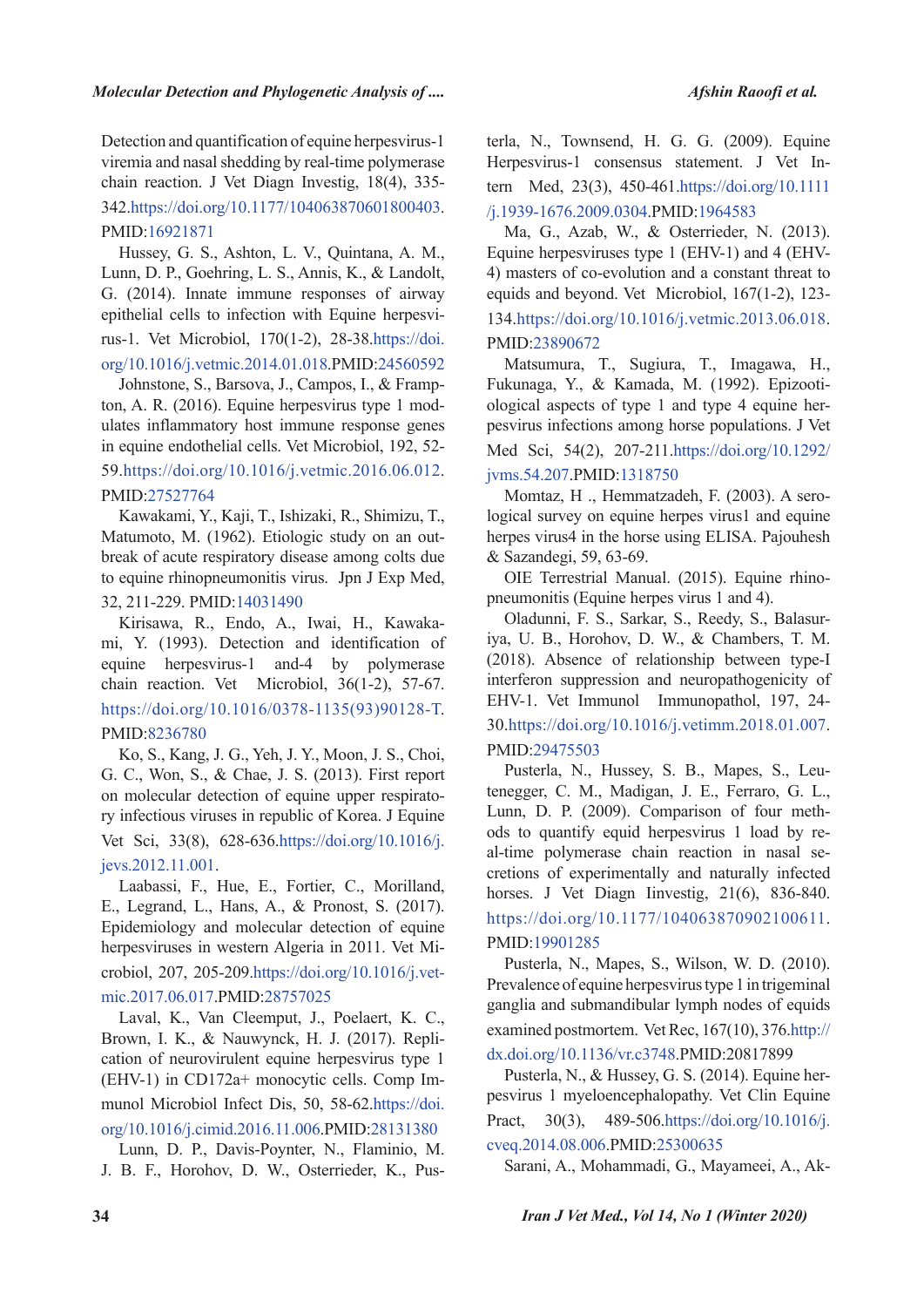Detection and quantification of equine herpesvirus-1 viremia and nasal shedding by real-time polymerase chain reaction. J Vet Diagn Investig, 18(4), 335-342.https://doi.org/10.1177/104063870601800403. PMID:16921871

Hussey, G. S., Ashton, L. V., Quintana, A. M., Lunn, D. P., Goehring, L. S., Annis, K., & Landolt, G. (2014). Innate immune responses of airway epithelial cells to infection with Equine herpesvirus-1. Vet Microbiol, 170(1-2), 28-38.https://doi.org/10.1016/j.vetmic.2014.01.018.PMID:24560592

Johnstone, S., Barsova, J., Campos, I., & Frampton, A. R. (2016). Equine herpesvirus type 1 modulates inflammatory host immune response genes in equine endothelial cells. Vet Microbiol, 192, 52-59.https://doi.org/10.1016/j.vetmic.2016.06.012. PMID:27527764

Kawakami, Y., Kaji, T., Ishizaki, R., Shimizu, T., Matumoto, M. (1962). Etiologic study on an outbreak of acute respiratory disease among colts due to equine rhinopneumonitis virus. Jpn J Exp Med, 32, 211-229. PMID:14031490

Kirisawa, R., Endo, A., Iwai, H., Kawakami, Y. (1993). Detection and identification of equine herpesvirus-1 and-4 by polymerase chain reaction. Vet Microbiol, 36(1-2), 57-67. https://doi.org/10.1016/0378-1135(93)90128-T. PMID:8236780

Ko, S., Kang, J. G., Yeh, J. Y., Moon, J. S., Choi, G. C., Won, S., & Chae, J. S. (2013). First report on molecular detection of equine upper respiratory infectious viruses in republic of Korea. J Equine Vet Sci, 33(8), 628-636.https://doi.org/10.1016/j.jevs.2012.11.001.

Laabassi, F., Hue, E., Fortier, C., Morilland, E., Legrand, L., Hans, A., & Pronost, S. (2017). Epidemiology and molecular detection of equine herpesviruses in western Algeria in 2011. Vet Microbiol, 207, 205-209.https://doi.org/10.1016/j.vetmic.2017.06.017.PMID:28757025

Laval, K., Van Cleemput, J., Poelaert, K. C., Brown, I. K., & Nauwynck, H. J. (2017). Replication of neurovirulent equine herpesvirus type 1 (EHV-1) in CD172a+ monocytic cells. Comp Immunol Microbiol Infect Dis, 50, 58-62.https://doi.org/10.1016/j.cimid.2016.11.006.PMID:28131380

Lunn, D. P., Davis-Poynter, N., Flaminio, M. J. B. F., Horohov, D. W., Osterrieder, K., Pusterla, N., Townsend, H. G. G. (2009). Equine Herpesvirus-1 consensus statement. J Vet Intern Med, 23(3), 450-461.https://doi.org/10.1111/j.1939-1676.2009.0304.PMID:1964583

Ma, G., Azab, W., & Osterrieder, N. (2013). Equine herpesviruses type 1 (EHV-1) and 4 (EHV-4) masters of co-evolution and a constant threat to equids and beyond. Vet Microbiol, 167(1-2), 123-134.https://doi.org/10.1016/j.vetmic.2013.06.018. PMID:23890672

Matsumura, T., Sugiura, T., Imagawa, H., Fukunaga, Y., & Kamada, M. (1992). Epizootiological aspects of type 1 and type 4 equine herpesvirus infections among horse populations. J Vet Med Sci, 54(2), 207-211.https://doi.org/10.1292/jvms.54.207.PMID:1318750

Momtaz, H ., Hemmatzadeh, F. (2003). A serological survey on equine herpes virus1 and equine herpes virus4 in the horse using ELISA. Pajouhesh & Sazandegi, 59, 63-69.

OIE Terrestrial Manual. (2015). Equine rhinopneumonitis (Equine herpes virus 1 and 4).

Oladunni, F. S., Sarkar, S., Reedy, S., Balasuriya, U. B., Horohov, D. W., & Chambers, T. M. (2018). Absence of relationship between type-I interferon suppression and neuropathogenicity of EHV-1. Vet Immunol Immunopathol, 197, 24-30.https://doi.org/10.1016/j.vetimm.2018.01.007. PMID:29475503

Pusterla, N., Hussey, S. B., Mapes, S., Leutenegger, C. M., Madigan, J. E., Ferraro, G. L., Lunn, D. P. (2009). Comparison of four methods to quantify equid herpesvirus 1 load by real-time polymerase chain reaction in nasal secretions of experimentally and naturally infected horses. J Vet Diagn Iinvestig, 21(6), 836-840. https://doi.org/10.1177/104063870902100611. PMID:19901285

Pusterla, N., Mapes, S., Wilson, W. D. (2010). Prevalence of equine herpesvirus type 1 in trigeminal ganglia and submandibular lymph nodes of equids examined postmortem. Vet Rec, 167(10), 376.http://dx.doi.org/10.1136/vr.c3748.PMID:20817899

Pusterla, N., & Hussey, G. S. (2014). Equine herpesvirus 1 myeloencephalopathy. Vet Clin Equine Pract, 30(3), 489-506.https://doi.org/10.1016/j.cveq.2014.08.006.PMID:25300635

Sarani, A., Mohammadi, G., Mayameei, A., Ak-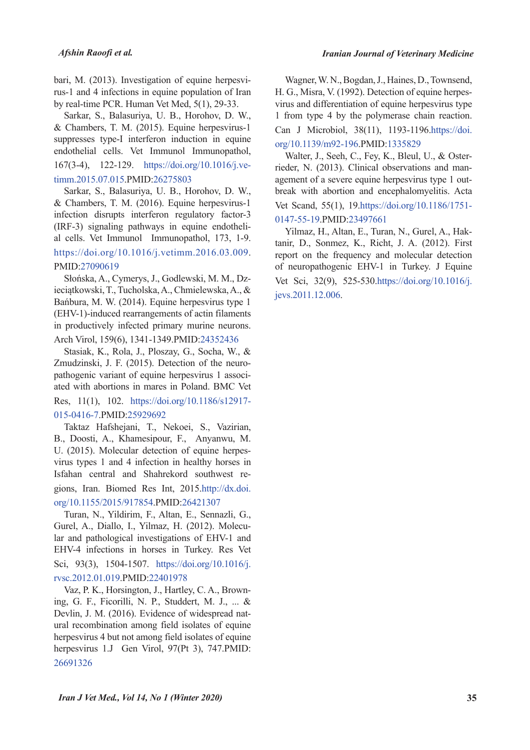bari, M. (2013). Investigation of equine herpesvirus-1 and 4 infections in equine population of Iran by real-time PCR. Human Vet Med, 5(1), 29-33.

Sarkar, S., Balasuriya, U. B., Horohov, D. W., & Chambers, T. M. (2015). Equine herpesvirus-1 suppresses type-I interferon induction in equine endothelial cells. Vet Immunol Immunopathol, 167(3-4), 122-129. https://doi.org/10.1016/j.vetimm.2015.07.015.PMID:26275803

Sarkar, S., Balasuriya, U. B., Horohov, D. W., & Chambers, T. M. (2016). Equine herpesvirus-1 infection disrupts interferon regulatory factor-3 (IRF-3) signaling pathways in equine endothelial cells. Vet Immunol Immunopathol, 173, 1-9. https://doi.org/10.1016/j.vetimm.2016.03.009. PMID:27090619

Słońska, A., Cymerys, J., Godlewski, M. M., Dzieciątkowski, T., Tucholska, A., Chmielewska, A., & Bańbura, M. W. (2014). Equine herpesvirus type 1 (EHV-1)-induced rearrangements of actin filaments in productively infected primary murine neurons. Arch Virol, 159(6), 1341-1349.PMID:24352436

Stasiak, K., Rola, J., Ploszay, G., Socha, W., & Zmudzinski, J. F. (2015). Detection of the neuropathogenic variant of equine herpesvirus 1 associated with abortions in mares in Poland. BMC Vet Res, 11(1), 102. https://doi.org/10.1186/s12917-015-0416-7.PMID:25929692

Taktaz Hafshejani, T., Nekoei, S., Vazirian, B., Doosti, A., Khamesipour, F., Anyanwu, M. U. (2015). Molecular detection of equine herpesvirus types 1 and 4 infection in healthy horses in Isfahan central and Shahrekord southwest regions, Iran. Biomed Res Int, 2015.http://dx.doi.org/10.1155/2015/917854.PMID:26421307

Turan, N., Yildirim, F., Altan, E., Sennazli, G., Gurel, A., Diallo, I., Yilmaz, H. (2012). Molecular and pathological investigations of EHV-1 and EHV-4 infections in horses in Turkey. Res Vet Sci, 93(3), 1504-1507. https://doi.org/10.1016/j.rvsc.2012.01.019.PMID:22401978

Vaz, P. K., Horsington, J., Hartley, C. A., Browning, G. F., Ficorilli, N. P., Studdert, M. J., ... & Devlin, J. M. (2016). Evidence of widespread natural recombination among field isolates of equine herpesvirus 4 but not among field isolates of equine herpesvirus 1.J Gen Virol, 97(Pt 3), 747.PMID: 26691326

Wagner, W. N., Bogdan, J., Haines, D., Townsend, H. G., Misra, V. (1992). Detection of equine herpesvirus and differentiation of equine herpesvirus type 1 from type 4 by the polymerase chain reaction. Can J Microbiol, 38(11), 1193-1196.https://doi.org/10.1139/m92-196.PMID:1335829

Walter, J., Seeh, C., Fey, K., Bleul, U., & Osterrieder, N. (2013). Clinical observations and management of a severe equine herpesvirus type 1 outbreak with abortion and encephalomyelitis. Acta Vet Scand, 55(1), 19.https://doi.org/10.1186/1751-0147-55-19.PMID:23497661

Yilmaz, H., Altan, E., Turan, N., Gurel, A., Haktanir, D., Sonmez, K., Richt, J. A. (2012). First report on the frequency and molecular detection of neuropathogenic EHV-1 in Turkey. J Equine Vet Sci, 32(9), 525-530.https://doi.org/10.1016/j.jevs.2011.12.006.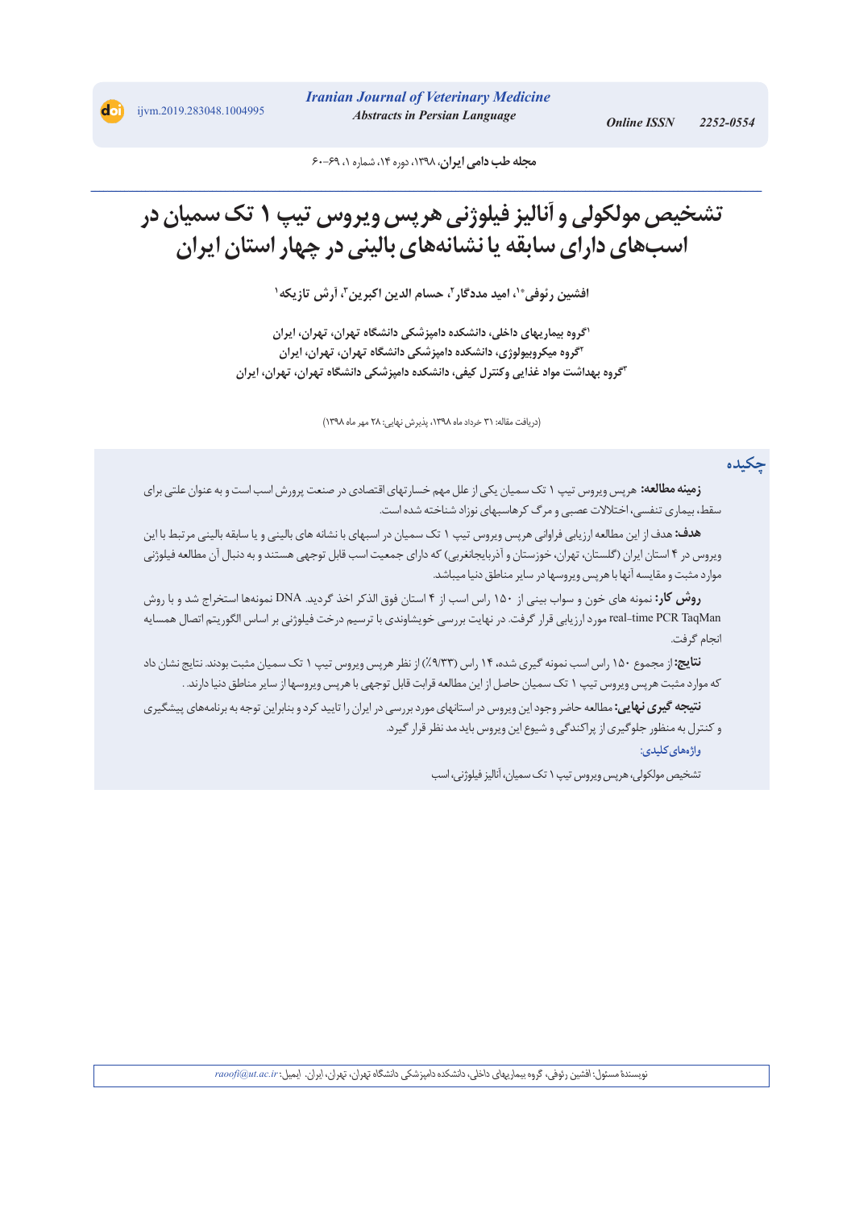# تشخیص مولکولی و آنالیز فیلوژنی هرپس ویروس تیپ ۱ تک سمیان در اسب‌های دارای سابقه یا نشانه‌های بالینی در چهار استان ایران

**افشین رئوفی[*,۱]، امید مددگار[۲]، حسام الدین اکبرین[۳]، آرش تازیکه[۱]**

[۱]گروه بیماریهای داخلی، دانشکده دامپزشکی دانشگاه تهران، تهران، ایران
[۲]گروه میکروبیولوژی، دانشکده دامپزشکی دانشگاه تهران، تهران، ایران
[۳]گروه بهداشت مواد غذایی وکنترل کیفی، دانشکده دامپزشکی دانشگاه تهران، تهران، ایران

(دریافت مقاله: ۳۱ خرداد ماه ۱۳۹۸، پذیرش نهایی: ۲۸ مهر ماه ۱۳۹۸)

## چکیده

**زمینه مطالعه:** هرپس ویروس تیپ ۱ تک سمیان یکی از علل مهم خسارتهای اقتصادی در صنعت پرورش اسب است و به عنوان علتی برای سقط، بیماری تنفسی، اختلالات عصبی و مرگ کرهاسبهای نوزاد شناخته شده است.

**هدف:** هدف از این مطالعه ارزیابی فراوانی هرپس ویروس تیپ ۱ تک سمیان در اسبهای با نشانه های بالینی و یا سابقه بالینی مرتبط با این ویروس در ۴ استان ایران (گلستان، تهران، خوزستان و آذربایجانغربی) که دارای جمعیت اسب قابل توجهی هستند و به دنبال آن مطالعه فیلوژنی موارد مثبت و مقایسه آنها با هرپس ویروسها در سایر مناطق دنیا میباشد.

**روش کار:** نمونه های خون و سواب بینی از ۱۵۰ راس اسب از ۴ استان فوق الذکر اخذ گردید. DNA نمونهها استخراج شد و با روش real-time PCR TaqMan مورد ارزیابی قرار گرفت. در نهایت بررسی خویشاوندی با ترسیم درخت فیلوژنی بر اساس الگوریتم اتصال همسایه انجام گرفت.

**نتایج:** از مجموع ۱۵۰ راس اسب نمونه گیری شده، ۱۴ راس (۹/۳۳٪) از نظر هرپس ویروس تیپ ۱ تک سمیان مثبت بودند. نتایج نشان داد که موارد مثبت هرپس ویروس تیپ ۱ تک سمیان حاصل از این مطالعه قرابت قابل توجهی با هرپس ویروسها از سایر مناطق دنیا دارند.

**نتیجه گیری نهایی:** مطالعه حاضر وجود این ویروس در استانهای مورد بررسی در ایران را تایید کرد و بنابراین توجه به برنامههای پیشگیری و کنترل به منظور جلوگیری از پراکندگی و شیوع این ویروس باید مد نظر قرار گیرد.

**واژه‌های کلیدی:**

تشخیص مولکولی، هرپس ویروس تیپ ۱ تک سمیان، آنالیز فیلوژنی، اسب

---

نویسندۀ مسئول: افشین رئوفی، گروه بیماریهای داخلی، دانشکده دامپزشکی دانشگاه تهران، تهران، ایران. ایمیل: *raoofi@ut.ac.ir*